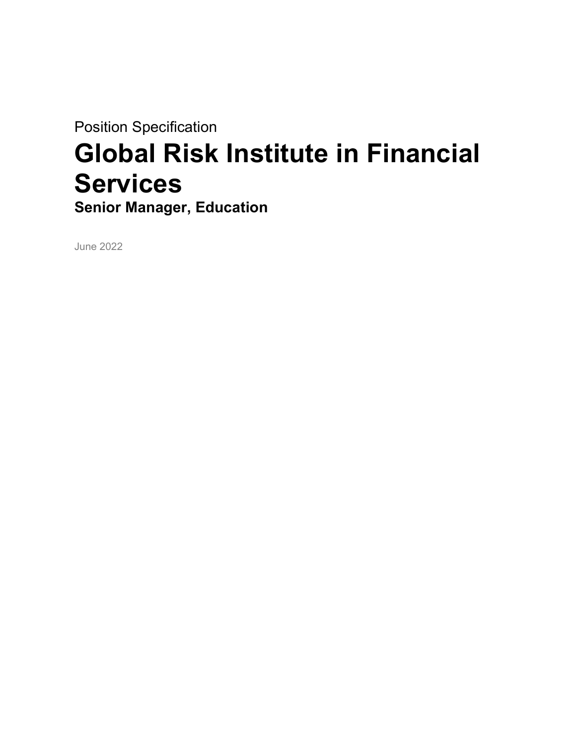Position Specification

# Global Risk Institute in Financial Services

## Senior Manager, Education

June 2022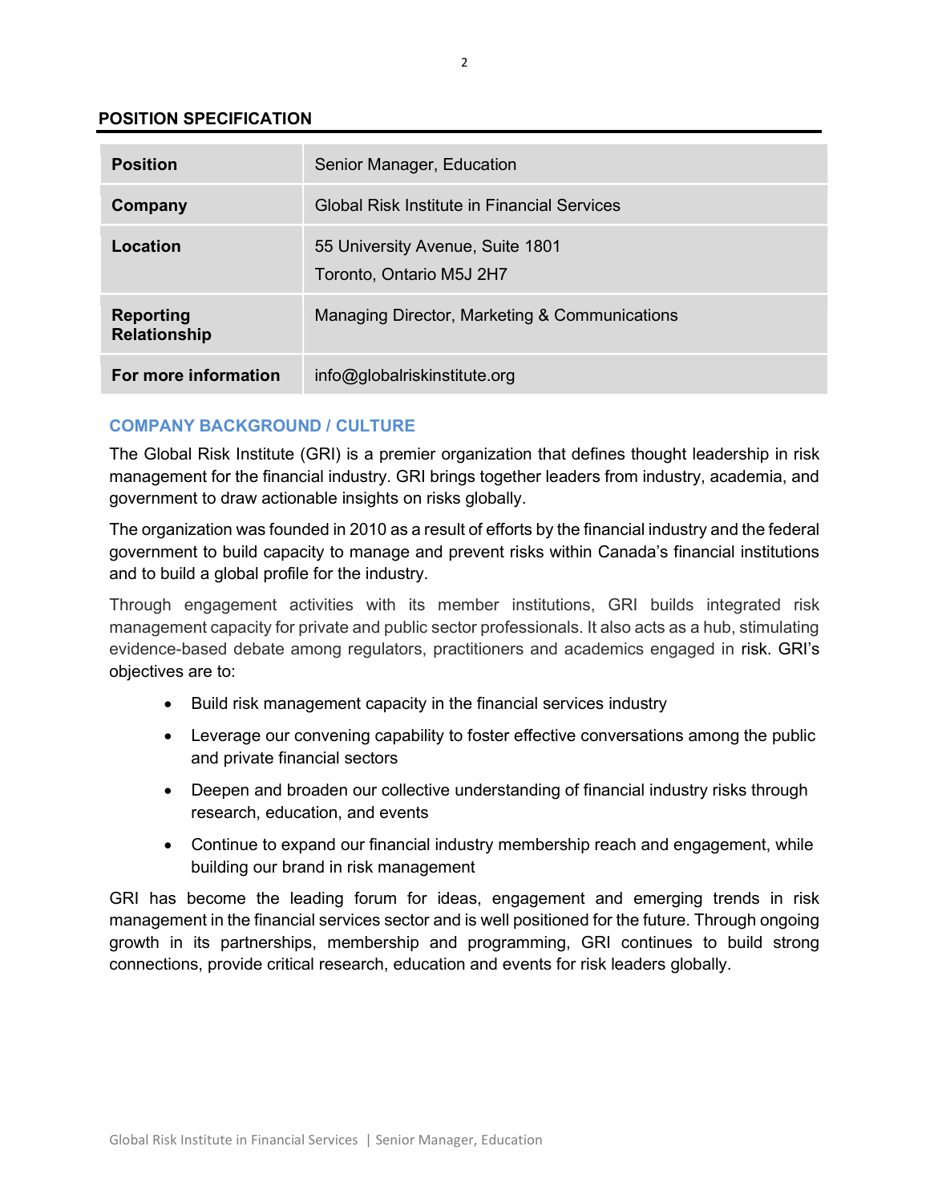## POSITION SPECIFICATION

| | |
|---|---|
| **Position** | Senior Manager, Education |
| **Company** | Global Risk Institute in Financial Services |
| **Location** | 55 University Avenue, Suite 1801<br>Toronto, Ontario M5J 2H7 |
| **Reporting Relationship** | Managing Director, Marketing & Communications |
| **For more information** | info@globalriskinstitute.org |

### COMPANY BACKGROUND / CULTURE

The Global Risk Institute (GRI) is a premier organization that defines thought leadership in risk management for the financial industry. GRI brings together leaders from industry, academia, and government to draw actionable insights on risks globally.

The organization was founded in 2010 as a result of efforts by the financial industry and the federal government to build capacity to manage and prevent risks within Canada's financial institutions and to build a global profile for the industry.

Through engagement activities with its member institutions, GRI builds integrated risk management capacity for private and public sector professionals. It also acts as a hub, stimulating evidence-based debate among regulators, practitioners and academics engaged in risk. GRI's objectives are to:

- Build risk management capacity in the financial services industry
- Leverage our convening capability to foster effective conversations among the public and private financial sectors
- Deepen and broaden our collective understanding of financial industry risks through research, education, and events
- Continue to expand our financial industry membership reach and engagement, while building our brand in risk management

GRI has become the leading forum for ideas, engagement and emerging trends in risk management in the financial services sector and is well positioned for the future. Through ongoing growth in its partnerships, membership and programming, GRI continues to build strong connections, provide critical research, education and events for risk leaders globally.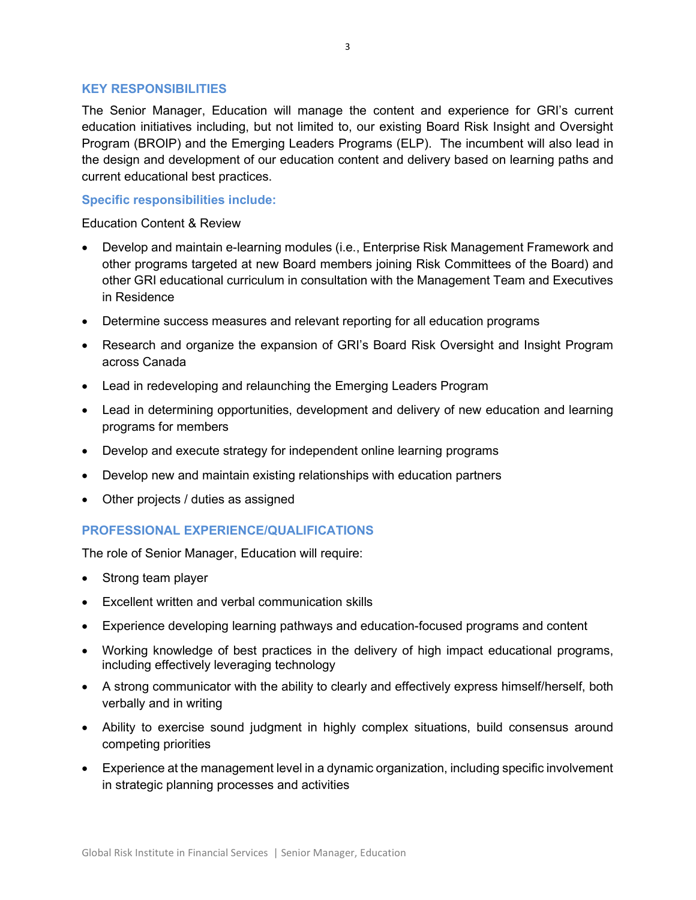## KEY RESPONSIBILITIES

The Senior Manager, Education will manage the content and experience for GRI's current education initiatives including, but not limited to, our existing Board Risk Insight and Oversight Program (BROIP) and the Emerging Leaders Programs (ELP). The incumbent will also lead in the design and development of our education content and delivery based on learning paths and current educational best practices.

### Specific responsibilities include:

Education Content & Review

- Develop and maintain e-learning modules (i.e., Enterprise Risk Management Framework and other programs targeted at new Board members joining Risk Committees of the Board) and other GRI educational curriculum in consultation with the Management Team and Executives in Residence
- Determine success measures and relevant reporting for all education programs
- Research and organize the expansion of GRI's Board Risk Oversight and Insight Program across Canada
- Lead in redeveloping and relaunching the Emerging Leaders Program
- Lead in determining opportunities, development and delivery of new education and learning programs for members
- Develop and execute strategy for independent online learning programs
- Develop new and maintain existing relationships with education partners
- Other projects / duties as assigned

## PROFESSIONAL EXPERIENCE/QUALIFICATIONS

The role of Senior Manager, Education will require:

- Strong team player
- Excellent written and verbal communication skills
- Experience developing learning pathways and education-focused programs and content
- Working knowledge of best practices in the delivery of high impact educational programs, including effectively leveraging technology
- A strong communicator with the ability to clearly and effectively express himself/herself, both verbally and in writing
- Ability to exercise sound judgment in highly complex situations, build consensus around competing priorities
- Experience at the management level in a dynamic organization, including specific involvement in strategic planning processes and activities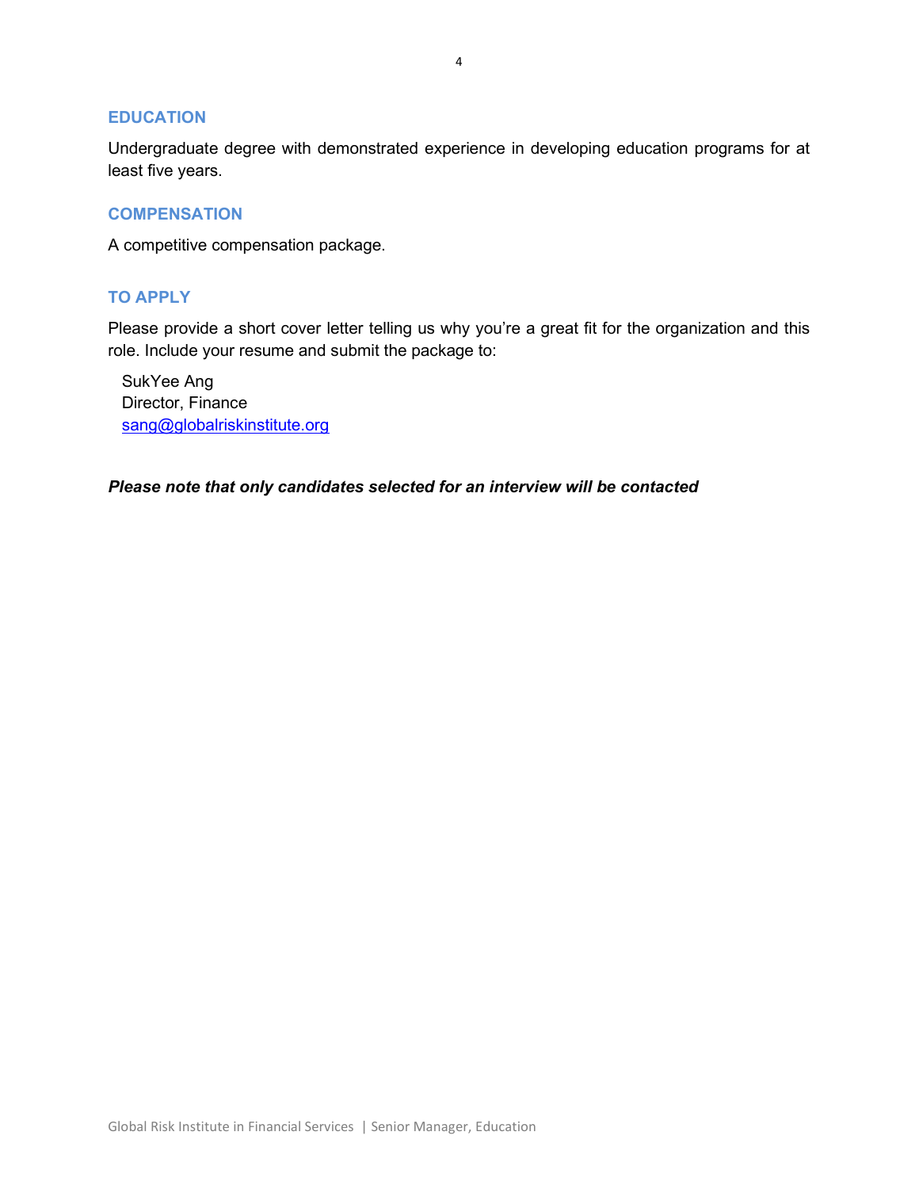## EDUCATION

Undergraduate degree with demonstrated experience in developing education programs for at least five years.

## COMPENSATION

A competitive compensation package.

## TO APPLY

Please provide a short cover letter telling us why you're a great fit for the organization and this role. Include your resume and submit the package to:

SukYee Ang
Director, Finance
[sang@globalriskinstitute.org](mailto:sang@globalriskinstitute.org)

***Please note that only candidates selected for an interview will be contacted***